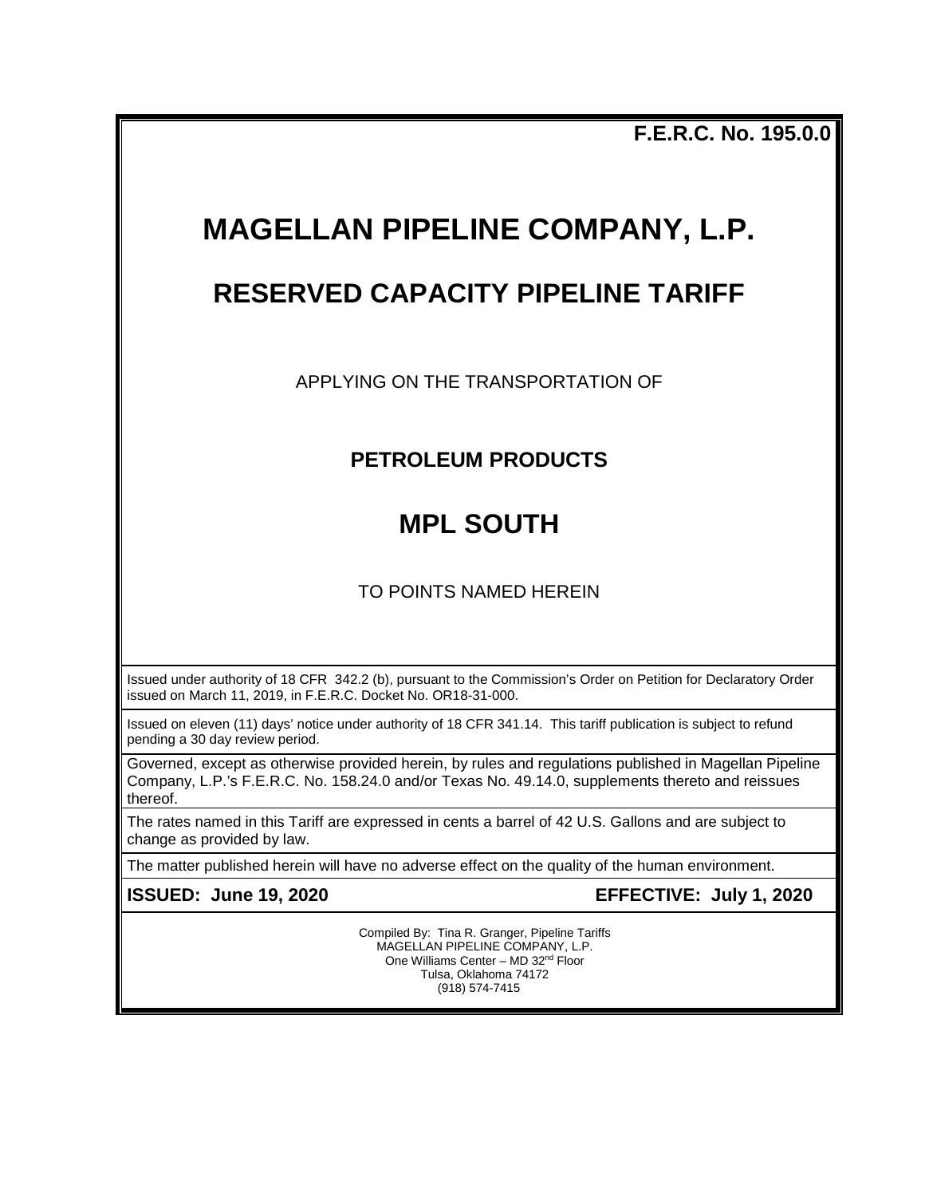**F.E.R.C. No. 195.0.0**

# MAGELLAN PIPELINE COMPANY, L.P.

## RESERVED CAPACITY PIPELINE TARIFF

APPLYING ON THE TRANSPORTATION OF

### PETROLEUM PRODUCTS

## MPL SOUTH

TO POINTS NAMED HEREIN

Issued under authority of 18 CFR 342.2 (b), pursuant to the Commission's Order on Petition for Declaratory Order issued on March 11, 2019, in F.E.R.C. Docket No. OR18-31-000.

Issued on eleven (11) days' notice under authority of 18 CFR 341.14. This tariff publication is subject to refund pending a 30 day review period.

Governed, except as otherwise provided herein, by rules and regulations published in Magellan Pipeline Company, L.P.'s F.E.R.C. No. 158.24.0 and/or Texas No. 49.14.0, supplements thereto and reissues thereof.

The rates named in this Tariff are expressed in cents a barrel of 42 U.S. Gallons and are subject to change as provided by law.

The matter published herein will have no adverse effect on the quality of the human environment.

**ISSUED: June 19, 2020** **EFFECTIVE: July 1, 2020**

Compiled By: Tina R. Granger, Pipeline Tariffs
MAGELLAN PIPELINE COMPANY, L.P.
One Williams Center – MD 32nd Floor
Tulsa, Oklahoma 74172
(918) 574-7415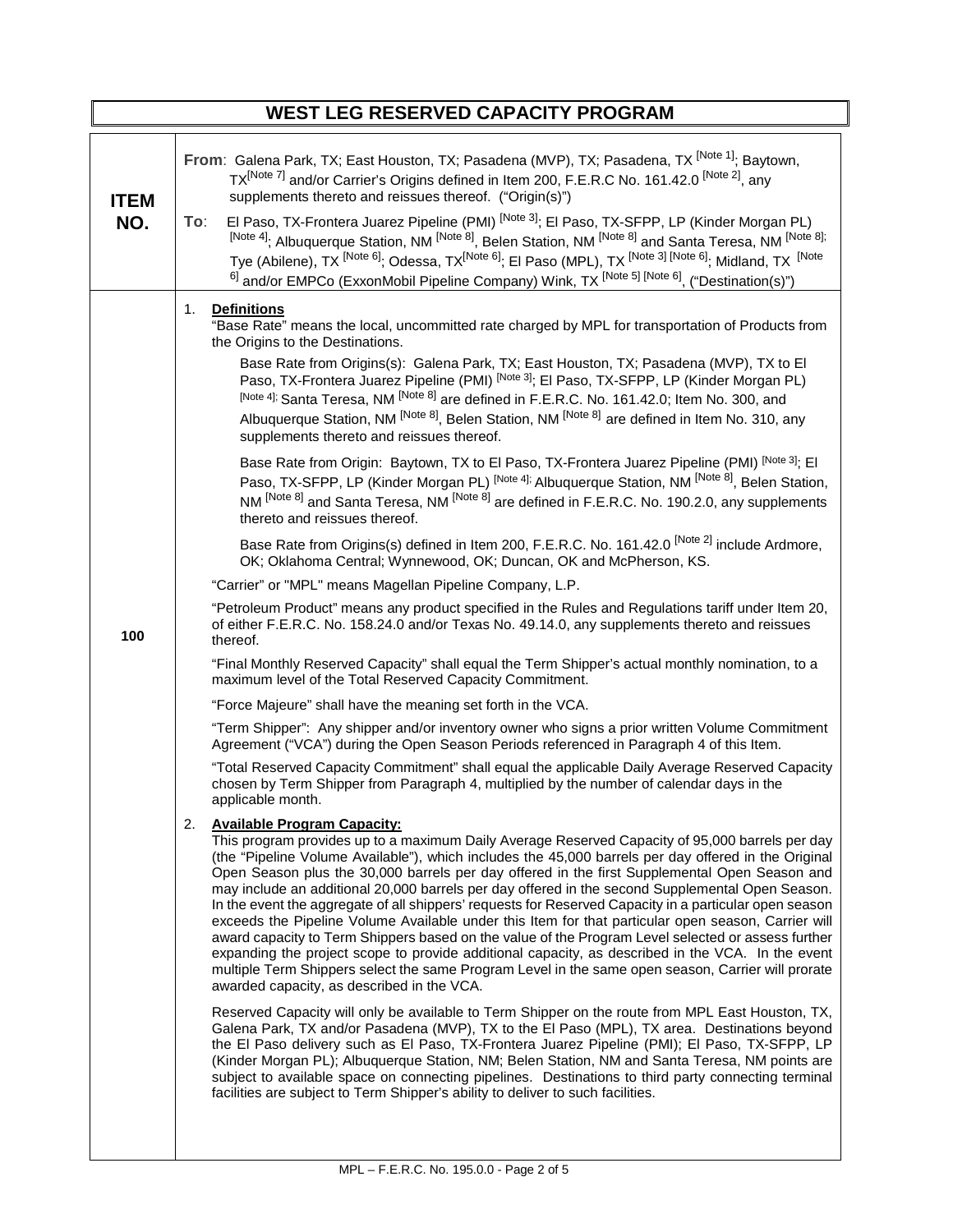# WEST LEG RESERVED CAPACITY PROGRAM

| ITEM NO. | From: Galena Park, TX; East Houston, TX; Pasadena (MVP), TX; Pasadena, TX [Note 1]; Baytown, TX[Note 7] and/or Carrier's Origins defined in Item 200, F.E.R.C No. 161.42.0 [Note 2], any supplements thereto and reissues thereof. ("Origin(s)")<br><br>To: El Paso, TX-Frontera Juarez Pipeline (PMI) [Note 3]; El Paso, TX-SFPP, LP (Kinder Morgan PL) [Note 4]; Albuquerque Station, NM [Note 8], Belen Station, NM [Note 8] and Santa Teresa, NM [Note 8]; Tye (Abilene), TX [Note 6]; Odessa, TX[Note 6]; El Paso (MPL), TX [Note 3] [Note 6]; Midland, TX [Note 6] and/or EMPCo (ExxonMobil Pipeline Company) Wink, TX [Note 5] [Note 6], ("Destination(s)") |
|---|---|
| 100 | 1. **Definitions**<br>"Base Rate" means the local, uncommitted rate charged by MPL for transportation of Products from the Origins to the Destinations.<br><br>Base Rate from Origins(s): Galena Park, TX; East Houston, TX; Pasadena (MVP), TX to El Paso, TX-Frontera Juarez Pipeline (PMI) [Note 3]; El Paso, TX-SFPP, LP (Kinder Morgan PL) [Note 4]; Santa Teresa, NM [Note 8] are defined in F.E.R.C. No. 161.42.0; Item No. 300, and Albuquerque Station, NM [Note 8], Belen Station, NM [Note 8] are defined in Item No. 310, any supplements thereto and reissues thereof.<br><br>Base Rate from Origin: Baytown, TX to El Paso, TX-Frontera Juarez Pipeline (PMI) [Note 3]; El Paso, TX-SFPP, LP (Kinder Morgan PL) [Note 4]; Albuquerque Station, NM [Note 8], Belen Station, NM [Note 8] and Santa Teresa, NM [Note 8] are defined in F.E.R.C. No. 190.2.0, any supplements thereto and reissues thereof.<br><br>Base Rate from Origins(s) defined in Item 200, F.E.R.C. No. 161.42.0 [Note 2] include Ardmore, OK; Oklahoma Central; Wynnewood, OK; Duncan, OK and McPherson, KS.<br><br>"Carrier" or "MPL" means Magellan Pipeline Company, L.P.<br><br>"Petroleum Product" means any product specified in the Rules and Regulations tariff under Item 20, of either F.E.R.C. No. 158.24.0 and/or Texas No. 49.14.0, any supplements thereto and reissues thereof.<br><br>"Final Monthly Reserved Capacity" shall equal the Term Shipper's actual monthly nomination, to a maximum level of the Total Reserved Capacity Commitment.<br><br>"Force Majeure" shall have the meaning set forth in the VCA.<br><br>"Term Shipper": Any shipper and/or inventory owner who signs a prior written Volume Commitment Agreement ("VCA") during the Open Season Periods referenced in Paragraph 4 of this Item.<br><br>"Total Reserved Capacity Commitment" shall equal the applicable Daily Average Reserved Capacity chosen by Term Shipper from Paragraph 4, multiplied by the number of calendar days in the applicable month.<br><br>2. **Available Program Capacity:**<br>This program provides up to a maximum Daily Average Reserved Capacity of 95,000 barrels per day (the "Pipeline Volume Available"), which includes the 45,000 barrels per day offered in the Original Open Season plus the 30,000 barrels per day offered in the first Supplemental Open Season and may include an additional 20,000 barrels per day offered in the second Supplemental Open Season. In the event the aggregate of all shippers' requests for Reserved Capacity in a particular open season exceeds the Pipeline Volume Available under this Item for that particular open season, Carrier will award capacity to Term Shippers based on the value of the Program Level selected or assess further expanding the project scope to provide additional capacity, as described in the VCA. In the event multiple Term Shippers select the same Program Level in the same open season, Carrier will prorate awarded capacity, as described in the VCA.<br><br>Reserved Capacity will only be available to Term Shipper on the route from MPL East Houston, TX, Galena Park, TX and/or Pasadena (MVP), TX to the El Paso (MPL), TX area. Destinations beyond the El Paso delivery such as El Paso, TX-Frontera Juarez Pipeline (PMI); El Paso, TX-SFPP, LP (Kinder Morgan PL); Albuquerque Station, NM; Belen Station, NM and Santa Teresa, NM points are subject to available space on connecting pipelines. Destinations to third party connecting terminal facilities are subject to Term Shipper's ability to deliver to such facilities. |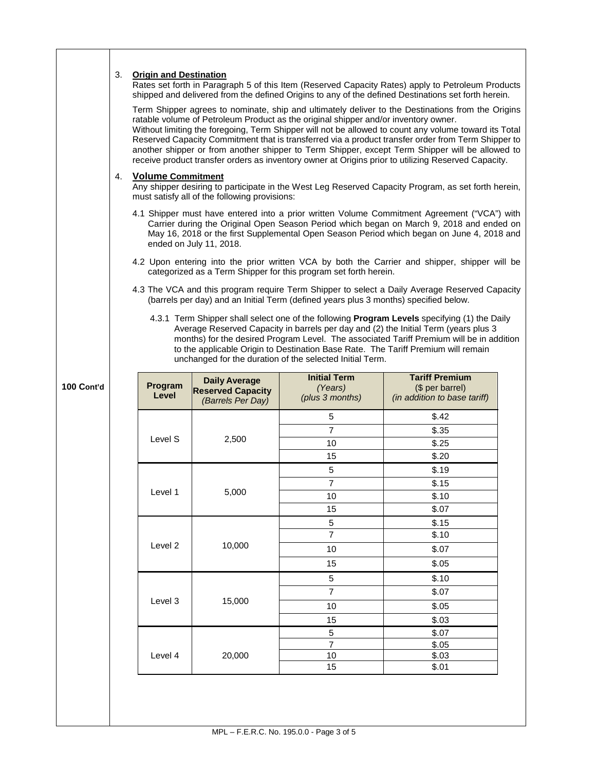**100 Cont'd**

3. **Origin and Destination**

   Rates set forth in Paragraph 5 of this Item (Reserved Capacity Rates) apply to Petroleum Products shipped and delivered from the defined Origins to any of the defined Destinations set forth herein.

   Term Shipper agrees to nominate, ship and ultimately deliver to the Destinations from the Origins ratable volume of Petroleum Product as the original shipper and/or inventory owner.
   Without limiting the foregoing, Term Shipper will not be allowed to count any volume toward its Total Reserved Capacity Commitment that is transferred via a product transfer order from Term Shipper to another shipper or from another shipper to Term Shipper, except Term Shipper will be allowed to receive product transfer orders as inventory owner at Origins prior to utilizing Reserved Capacity.

4. **Volume Commitment**

   Any shipper desiring to participate in the West Leg Reserved Capacity Program, as set forth herein, must satisfy all of the following provisions:

   4.1 Shipper must have entered into a prior written Volume Commitment Agreement ("VCA") with Carrier during the Original Open Season Period which began on March 9, 2018 and ended on May 16, 2018 or the first Supplemental Open Season Period which began on June 4, 2018 and ended on July 11, 2018.

   4.2 Upon entering into the prior written VCA by both the Carrier and shipper, shipper will be categorized as a Term Shipper for this program set forth herein.

   4.3 The VCA and this program require Term Shipper to select a Daily Average Reserved Capacity (barrels per day) and an Initial Term (defined years plus 3 months) specified below.

   4.3.1 Term Shipper shall select one of the following **Program Levels** specifying (1) the Daily Average Reserved Capacity in barrels per day and (2) the Initial Term (years plus 3 months) for the desired Program Level. The associated Tariff Premium will be in addition to the applicable Origin to Destination Base Rate. The Tariff Premium will remain unchanged for the duration of the selected Initial Term.

| Program Level | Daily Average Reserved Capacity *(Barrels Per Day)* | Initial Term *(Years)* *(plus 3 months)* | Tariff Premium ($ per barrel) *(in addition to base tariff)* |
|---|---|---|---|
| Level S | 2,500 | 5 | $.42 |
| | | 7 | $.35 |
| | | 10 | $.25 |
| | | 15 | $.20 |
| Level 1 | 5,000 | 5 | $.19 |
| | | 7 | $.15 |
| | | 10 | $.10 |
| | | 15 | $.07 |
| Level 2 | 10,000 | 5 | $.15 |
| | | 7 | $.10 |
| | | 10 | $.07 |
| | | 15 | $.05 |
| Level 3 | 15,000 | 5 | $.10 |
| | | 7 | $.07 |
| | | 10 | $.05 |
| | | 15 | $.03 |
| Level 4 | 20,000 | 5 | $.07 |
| | | 7 | $.05 |
| | | 10 | $.03 |
| | | 15 | $.01 |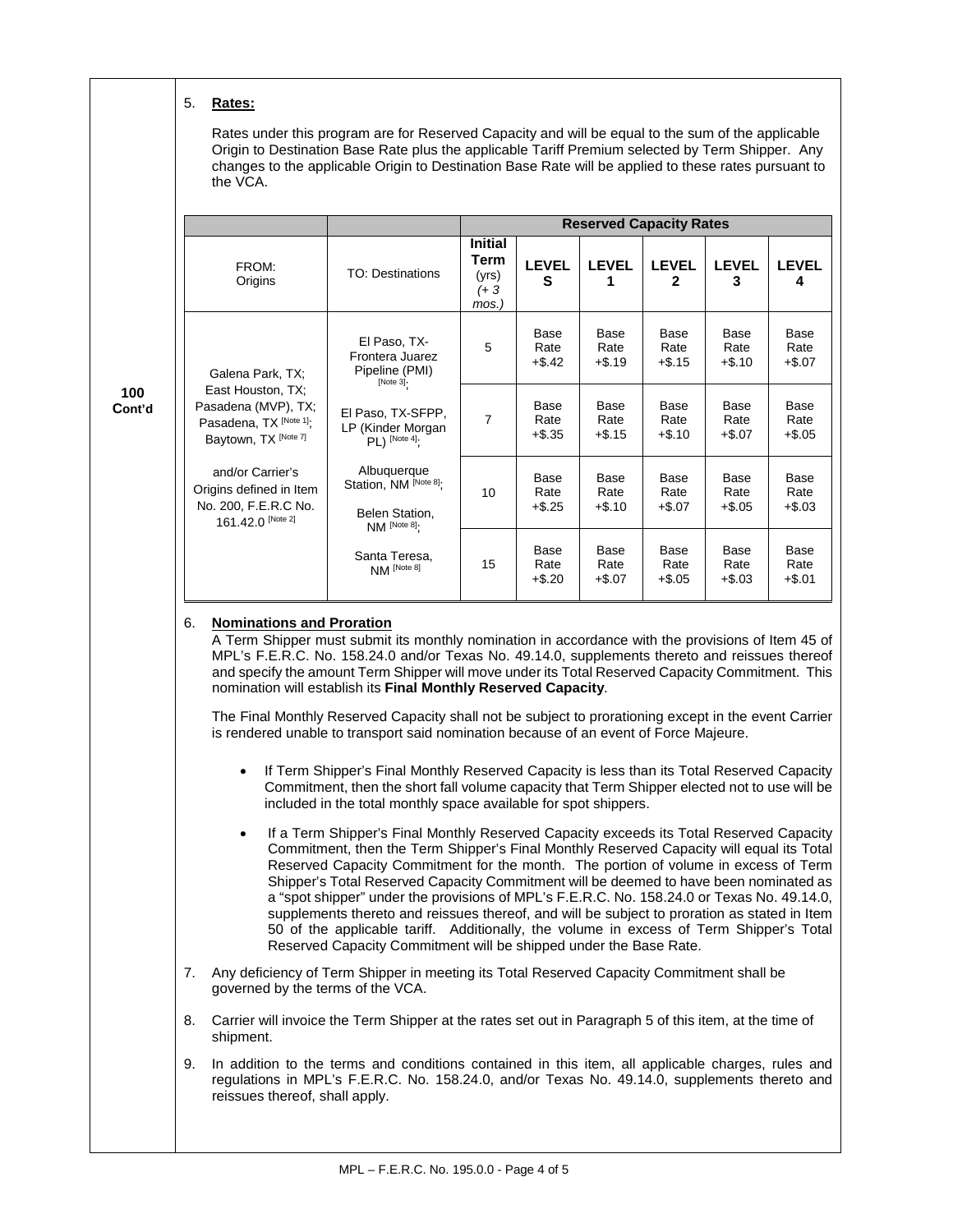**100 Cont'd**

5. **Rates:**

   Rates under this program are for Reserved Capacity and will be equal to the sum of the applicable Origin to Destination Base Rate plus the applicable Tariff Premium selected by Term Shipper. Any changes to the applicable Origin to Destination Base Rate will be applied to these rates pursuant to the VCA.

| | | Reserved Capacity Rates | | | | | |
|---|---|---|---|---|---|---|---|
| FROM: Origins | TO: Destinations | **Initial Term** (yrs) *(+ 3 mos.)* | **LEVEL S** | **LEVEL 1** | **LEVEL 2** | **LEVEL 3** | **LEVEL 4** |
| Galena Park, TX; East Houston, TX; Pasadena (MVP), TX; Pasadena, TX [Note 1]; Baytown, TX [Note 7] and/or Carrier's Origins defined in Item No. 200, F.E.R.C No. 161.42.0 [Note 2] | El Paso, TX-Frontera Juarez Pipeline (PMI) [Note 3]; El Paso, TX-SFPP, LP (Kinder Morgan PL) [Note 4]; Albuquerque Station, NM [Note 8]; Belen Station, NM [Note 8]; Santa Teresa, NM [Note 8] | 5 | Base Rate +$.42 | Base Rate +$.19 | Base Rate +$.15 | Base Rate +$.10 | Base Rate +$.07 |
| | | 7 | Base Rate +$.35 | Base Rate +$.15 | Base Rate +$.10 | Base Rate +$.07 | Base Rate +$.05 |
| | | 10 | Base Rate +$.25 | Base Rate +$.10 | Base Rate +$.07 | Base Rate +$.05 | Base Rate +$.03 |
| | | 15 | Base Rate +$.20 | Base Rate +$.07 | Base Rate +$.05 | Base Rate +$.03 | Base Rate +$.01 |

6. **Nominations and Proration**

   A Term Shipper must submit its monthly nomination in accordance with the provisions of Item 45 of MPL's F.E.R.C. No. 158.24.0 and/or Texas No. 49.14.0, supplements thereto and reissues thereof and specify the amount Term Shipper will move under its Total Reserved Capacity Commitment. This nomination will establish its **Final Monthly Reserved Capacity**.

   The Final Monthly Reserved Capacity shall not be subject to prorationing except in the event Carrier is rendered unable to transport said nomination because of an event of Force Majeure.

   - If Term Shipper's Final Monthly Reserved Capacity is less than its Total Reserved Capacity Commitment, then the short fall volume capacity that Term Shipper elected not to use will be included in the total monthly space available for spot shippers.
   - If a Term Shipper's Final Monthly Reserved Capacity exceeds its Total Reserved Capacity Commitment, then the Term Shipper's Final Monthly Reserved Capacity will equal its Total Reserved Capacity Commitment for the month. The portion of volume in excess of Term Shipper's Total Reserved Capacity Commitment will be deemed to have been nominated as a "spot shipper" under the provisions of MPL's F.E.R.C. No. 158.24.0 or Texas No. 49.14.0, supplements thereto and reissues thereof, and will be subject to proration as stated in Item 50 of the applicable tariff. Additionally, the volume in excess of Term Shipper's Total Reserved Capacity Commitment will be shipped under the Base Rate.

7. Any deficiency of Term Shipper in meeting its Total Reserved Capacity Commitment shall be governed by the terms of the VCA.

8. Carrier will invoice the Term Shipper at the rates set out in Paragraph 5 of this item, at the time of shipment.

9. In addition to the terms and conditions contained in this item, all applicable charges, rules and regulations in MPL's F.E.R.C. No. 158.24.0, and/or Texas No. 49.14.0, supplements thereto and reissues thereof, shall apply.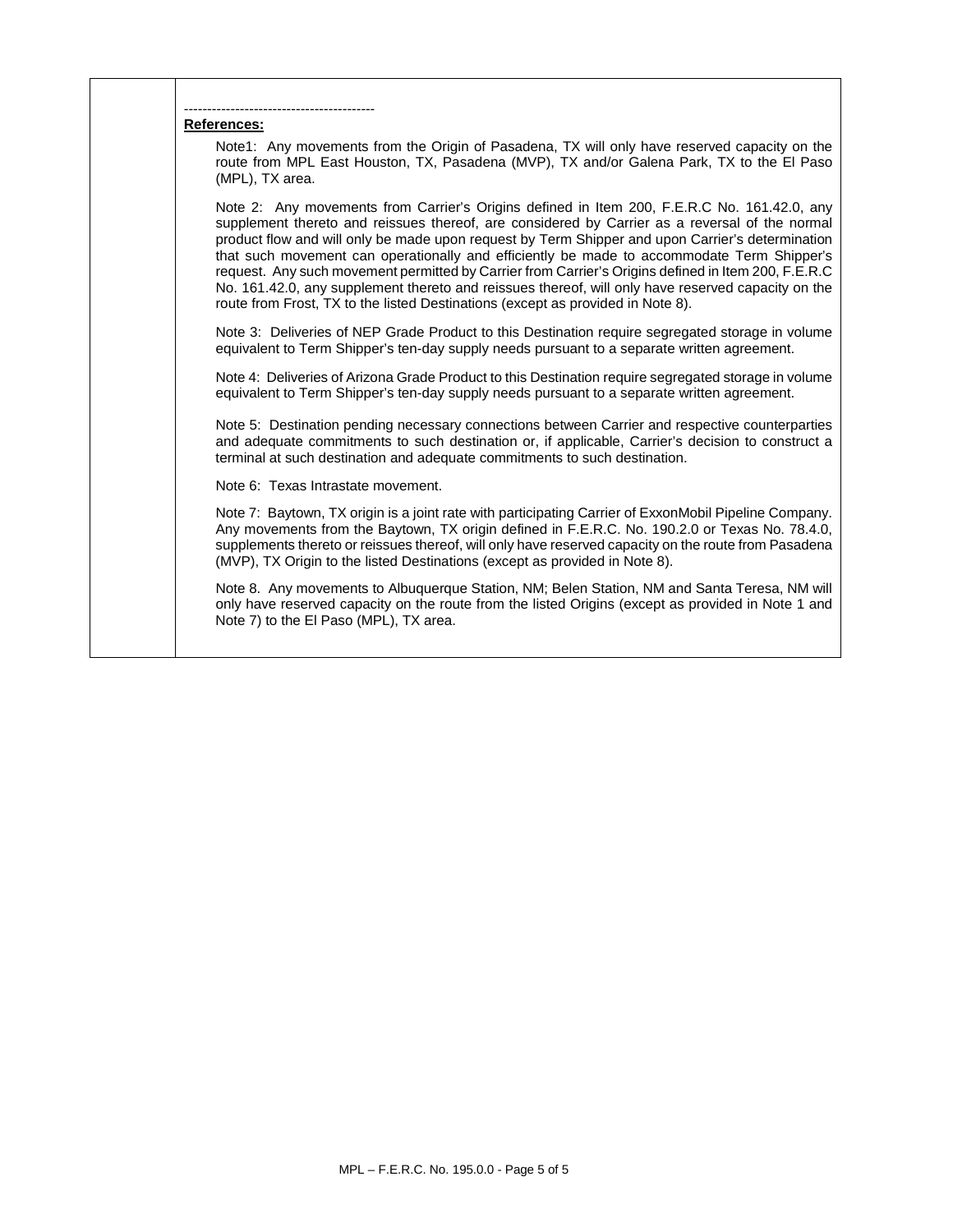-----------------------------------------

**References:**

Note1: Any movements from the Origin of Pasadena, TX will only have reserved capacity on the route from MPL East Houston, TX, Pasadena (MVP), TX and/or Galena Park, TX to the El Paso (MPL), TX area.

Note 2: Any movements from Carrier's Origins defined in Item 200, F.E.R.C No. 161.42.0, any supplement thereto and reissues thereof, are considered by Carrier as a reversal of the normal product flow and will only be made upon request by Term Shipper and upon Carrier's determination that such movement can operationally and efficiently be made to accommodate Term Shipper's request. Any such movement permitted by Carrier from Carrier's Origins defined in Item 200, F.E.R.C No. 161.42.0, any supplement thereto and reissues thereof, will only have reserved capacity on the route from Frost, TX to the listed Destinations (except as provided in Note 8).

Note 3: Deliveries of NEP Grade Product to this Destination require segregated storage in volume equivalent to Term Shipper's ten-day supply needs pursuant to a separate written agreement.

Note 4: Deliveries of Arizona Grade Product to this Destination require segregated storage in volume equivalent to Term Shipper's ten-day supply needs pursuant to a separate written agreement.

Note 5: Destination pending necessary connections between Carrier and respective counterparties and adequate commitments to such destination or, if applicable, Carrier's decision to construct a terminal at such destination and adequate commitments to such destination.

Note 6: Texas Intrastate movement.

Note 7: Baytown, TX origin is a joint rate with participating Carrier of ExxonMobil Pipeline Company. Any movements from the Baytown, TX origin defined in F.E.R.C. No. 190.2.0 or Texas No. 78.4.0, supplements thereto or reissues thereof, will only have reserved capacity on the route from Pasadena (MVP), TX Origin to the listed Destinations (except as provided in Note 8).

Note 8. Any movements to Albuquerque Station, NM; Belen Station, NM and Santa Teresa, NM will only have reserved capacity on the route from the listed Origins (except as provided in Note 1 and Note 7) to the El Paso (MPL), TX area.